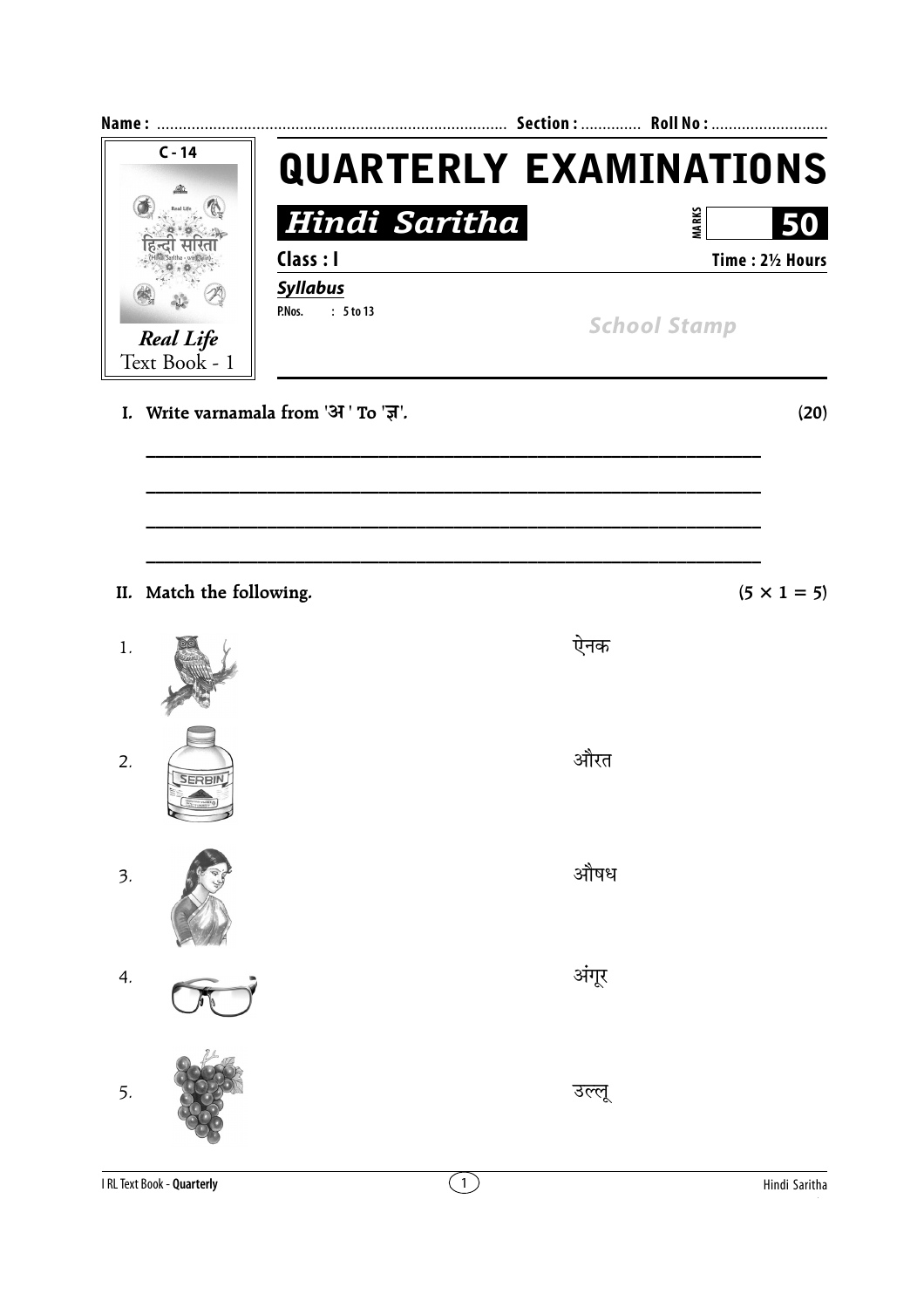Name : ................................................................................ Section : ............. Roll No : ...........................

C - 14

Real Life
Text Book - 1

# QUARTERLY EXAMINATIONS

## Hindi Saritha

MARKS **50**

**Class : I**

**Time : 2½ Hours**

***Syllabus***

P.Nos. : 5 to 13

*School Stamp*

**I. Write varnamala from 'अ' To 'ज्ञ'.** **(20)**

\_\_\_\_\_\_\_\_\_\_\_\_\_\_\_\_\_\_\_\_\_\_\_\_\_\_\_\_\_\_\_\_\_\_\_\_\_\_\_\_\_\_\_\_\_\_\_\_\_\_\_\_\_\_\_\_\_\_\_\_

\_\_\_\_\_\_\_\_\_\_\_\_\_\_\_\_\_\_\_\_\_\_\_\_\_\_\_\_\_\_\_\_\_\_\_\_\_\_\_\_\_\_\_\_\_\_\_\_\_\_\_\_\_\_\_\_\_\_\_\_

\_\_\_\_\_\_\_\_\_\_\_\_\_\_\_\_\_\_\_\_\_\_\_\_\_\_\_\_\_\_\_\_\_\_\_\_\_\_\_\_\_\_\_\_\_\_\_\_\_\_\_\_\_\_\_\_\_\_\_\_

\_\_\_\_\_\_\_\_\_\_\_\_\_\_\_\_\_\_\_\_\_\_\_\_\_\_\_\_\_\_\_\_\_\_\_\_\_\_\_\_\_\_\_\_\_\_\_\_\_\_\_\_\_\_\_\_\_\_\_\_

**II. Match the following.** **(5 × 1 = 5)**

1. ऐनक
2. औरत
3. औषध
4. अंगूर
5. उल्लू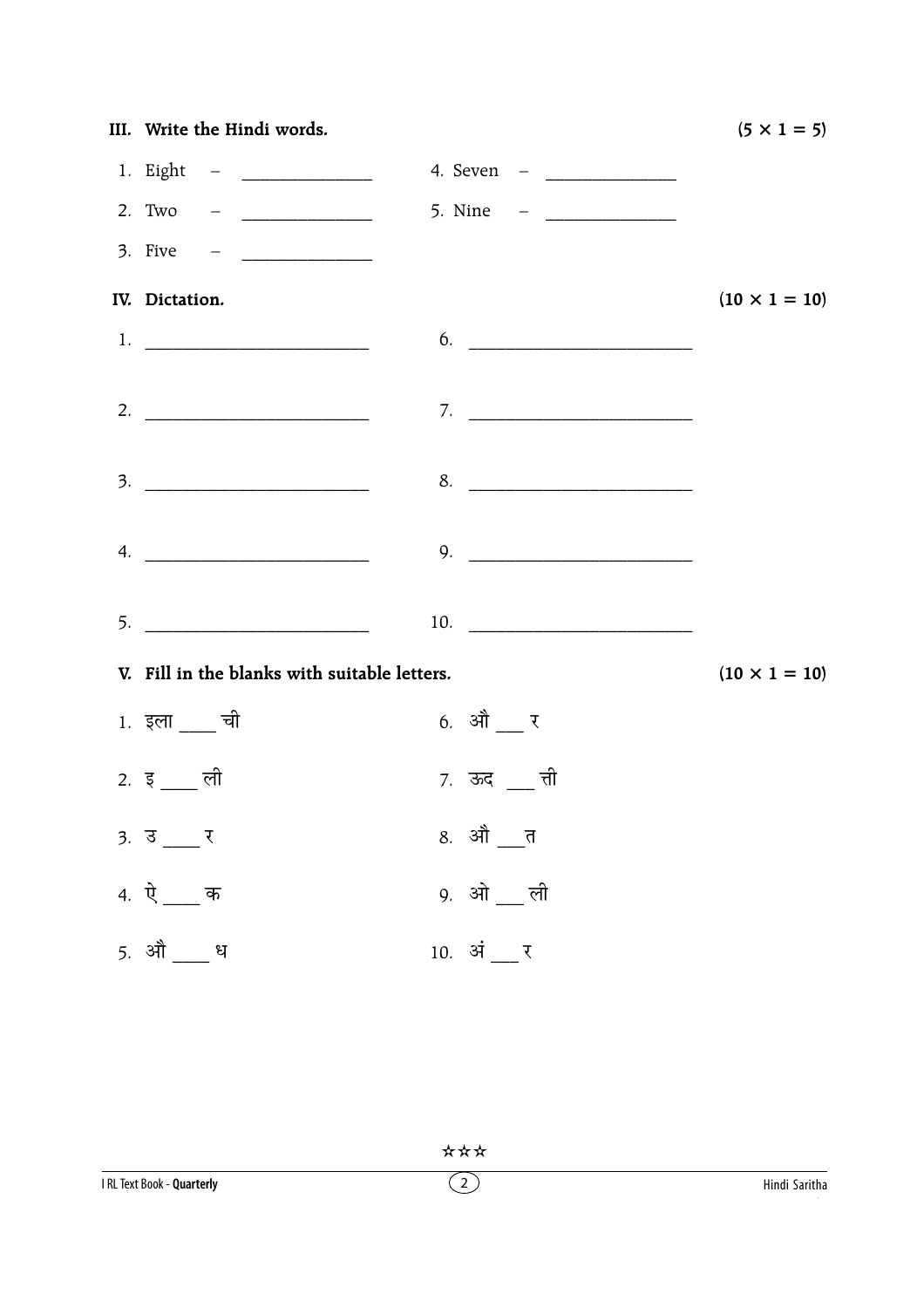## III. Write the Hindi words. (5 × 1 = 5)

1. Eight – ______________
2. Two – ______________
3. Five – ______________
4. Seven – ______________
5. Nine – ______________

## IV. Dictation. (10 × 1 = 10)

1. ________________________
2. ________________________
3. ________________________
4. ________________________
5. ________________________
6. ________________________
7. ________________________
8. ________________________
9. ________________________
10. ________________________

## V. Fill in the blanks with suitable letters. (10 × 1 = 10)

1. इला ____ ची
2. इ ____ ली
3. उ ____ र
4. ऐ ____ क
5. औ ____ ध
6. औ ___ र
7. ऊद ___ त्ती
8. औ ___त
9. ओ ___ ली
10. अं ___ र

☆☆☆